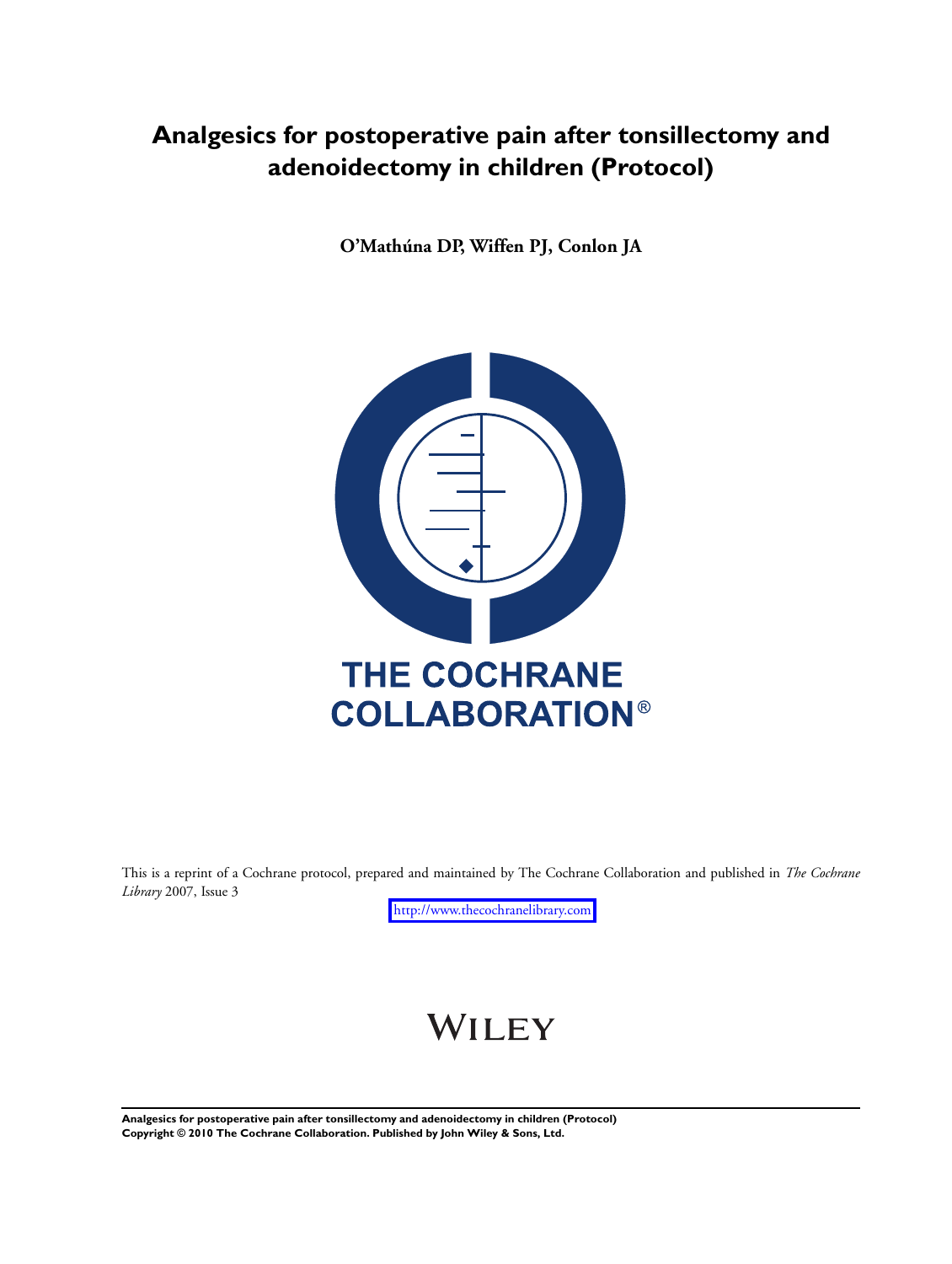# Analgesics for postoperative pain after tonsillectomy and adenoidectomy in children (Protocol)

**O'Mathúna DP, Wiffen PJ, Conlon JA**

THE COCHRANE COLLABORATION®

This is a reprint of a Cochrane protocol, prepared and maintained by The Cochrane Collaboration and published in *The Cochrane Library* 2007, Issue 3

http://www.thecochranelibrary.com

WILEY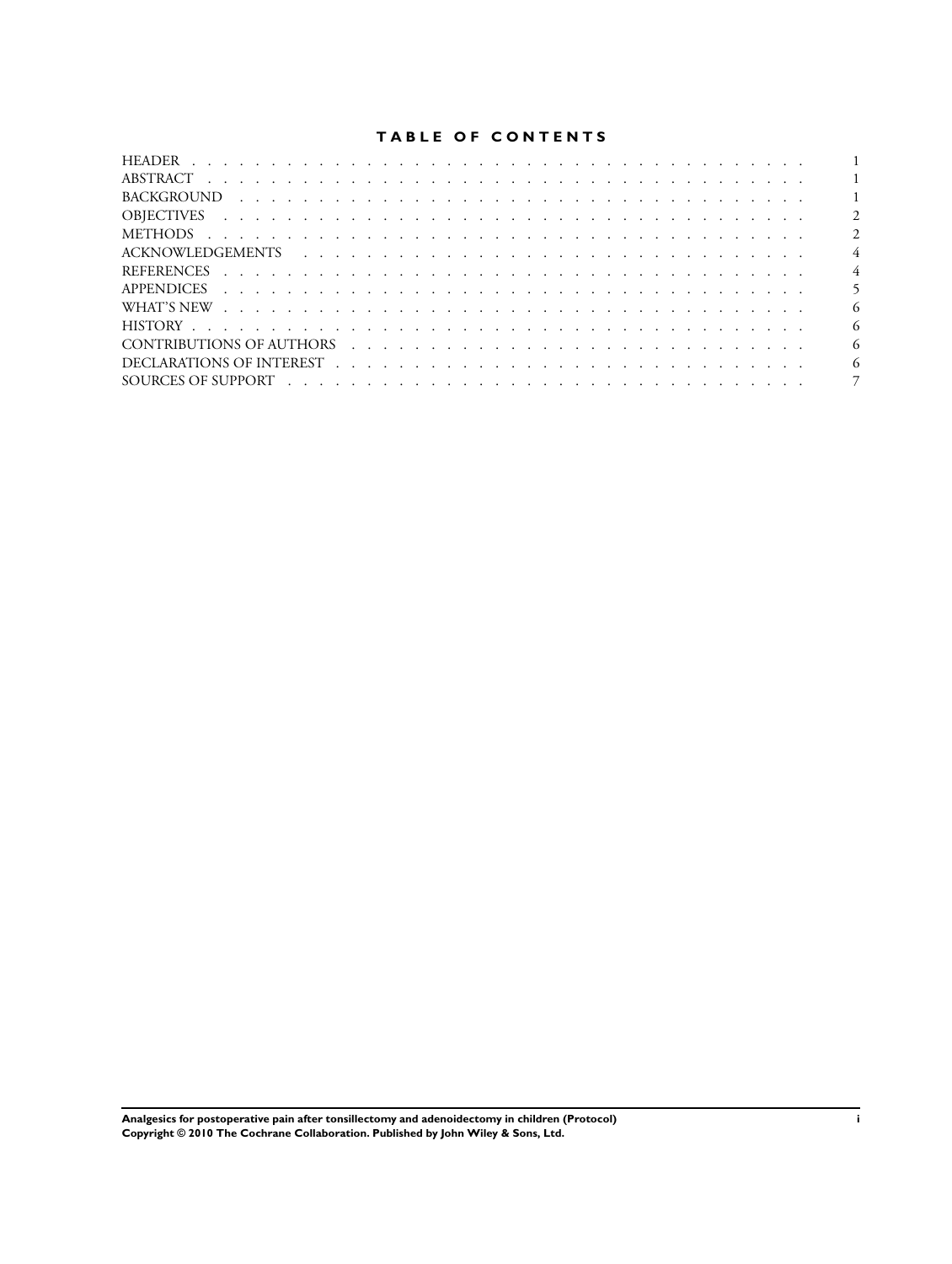# TABLE OF CONTENTS

| | |
|---|---|
| HEADER | 1 |
| ABSTRACT | 1 |
| BACKGROUND | 1 |
| OBJECTIVES | 2 |
| METHODS | 2 |
| ACKNOWLEDGEMENTS | 4 |
| REFERENCES | 4 |
| APPENDICES | 5 |
| WHAT'S NEW | 6 |
| HISTORY | 6 |
| CONTRIBUTIONS OF AUTHORS | 6 |
| DECLARATIONS OF INTEREST | 6 |
| SOURCES OF SUPPORT | 7 |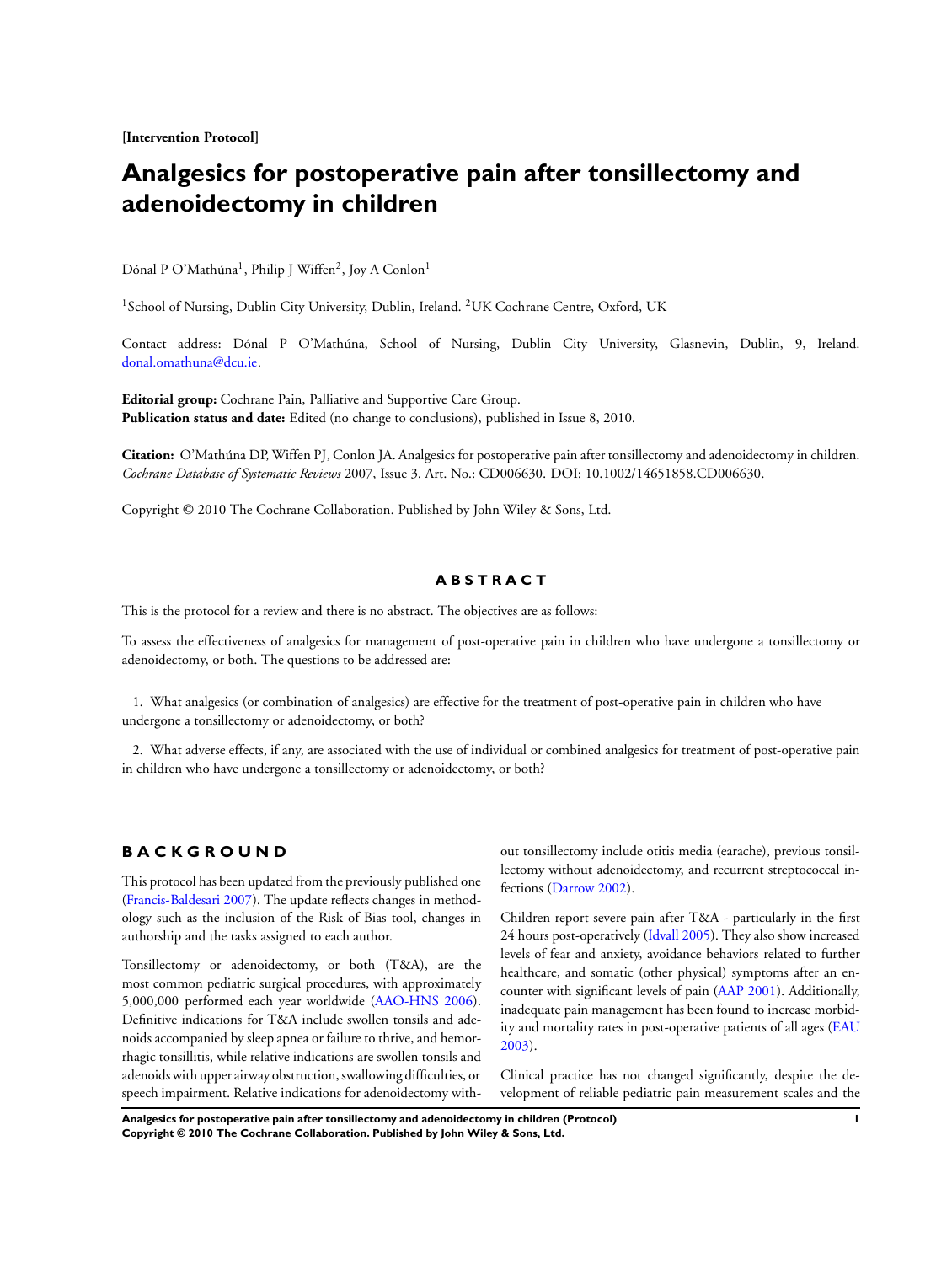**[Intervention Protocol]**

# Analgesics for postoperative pain after tonsillectomy and adenoidectomy in children

Dónal P O'Mathúna[1], Philip J Wiffen[2], Joy A Conlon[1]

[1]School of Nursing, Dublin City University, Dublin, Ireland. [2]UK Cochrane Centre, Oxford, UK

Contact address: Dónal P O'Mathúna, School of Nursing, Dublin City University, Glasnevin, Dublin, 9, Ireland. donal.omathuna@dcu.ie.

**Editorial group:** Cochrane Pain, Palliative and Supportive Care Group.
**Publication status and date:** Edited (no change to conclusions), published in Issue 8, 2010.

**Citation:** O'Mathúna DP, Wiffen PJ, Conlon JA. Analgesics for postoperative pain after tonsillectomy and adenoidectomy in children. *Cochrane Database of Systematic Reviews* 2007, Issue 3. Art. No.: CD006630. DOI: 10.1002/14651858.CD006630.

Copyright © 2010 The Cochrane Collaboration. Published by John Wiley & Sons, Ltd.

## ABSTRACT

This is the protocol for a review and there is no abstract. The objectives are as follows:

To assess the effectiveness of analgesics for management of post-operative pain in children who have undergone a tonsillectomy or adenoidectomy, or both. The questions to be addressed are:

1. What analgesics (or combination of analgesics) are effective for the treatment of post-operative pain in children who have undergone a tonsillectomy or adenoidectomy, or both?

2. What adverse effects, if any, are associated with the use of individual or combined analgesics for treatment of post-operative pain in children who have undergone a tonsillectomy or adenoidectomy, or both?

## BACKGROUND

This protocol has been updated from the previously published one (Francis-Baldesari 2007). The update reflects changes in methodology such as the inclusion of the Risk of Bias tool, changes in authorship and the tasks assigned to each author.

Tonsillectomy or adenoidectomy, or both (T&A), are the most common pediatric surgical procedures, with approximately 5,000,000 performed each year worldwide (AAO-HNS 2006). Definitive indications for T&A include swollen tonsils and adenoids accompanied by sleep apnea or failure to thrive, and hemorrhagic tonsillitis, while relative indications are swollen tonsils and adenoids with upper airway obstruction, swallowing difficulties, or speech impairment. Relative indications for adenoidectomy without tonsillectomy include otitis media (earache), previous tonsillectomy without adenoidectomy, and recurrent streptococcal infections (Darrow 2002).

Children report severe pain after T&A - particularly in the first 24 hours post-operatively (Idvall 2005). They also show increased levels of fear and anxiety, avoidance behaviors related to further healthcare, and somatic (other physical) symptoms after an encounter with significant levels of pain (AAP 2001). Additionally, inadequate pain management has been found to increase morbidity and mortality rates in post-operative patients of all ages (EAU 2003).

Clinical practice has not changed significantly, despite the development of reliable pediatric pain measurement scales and the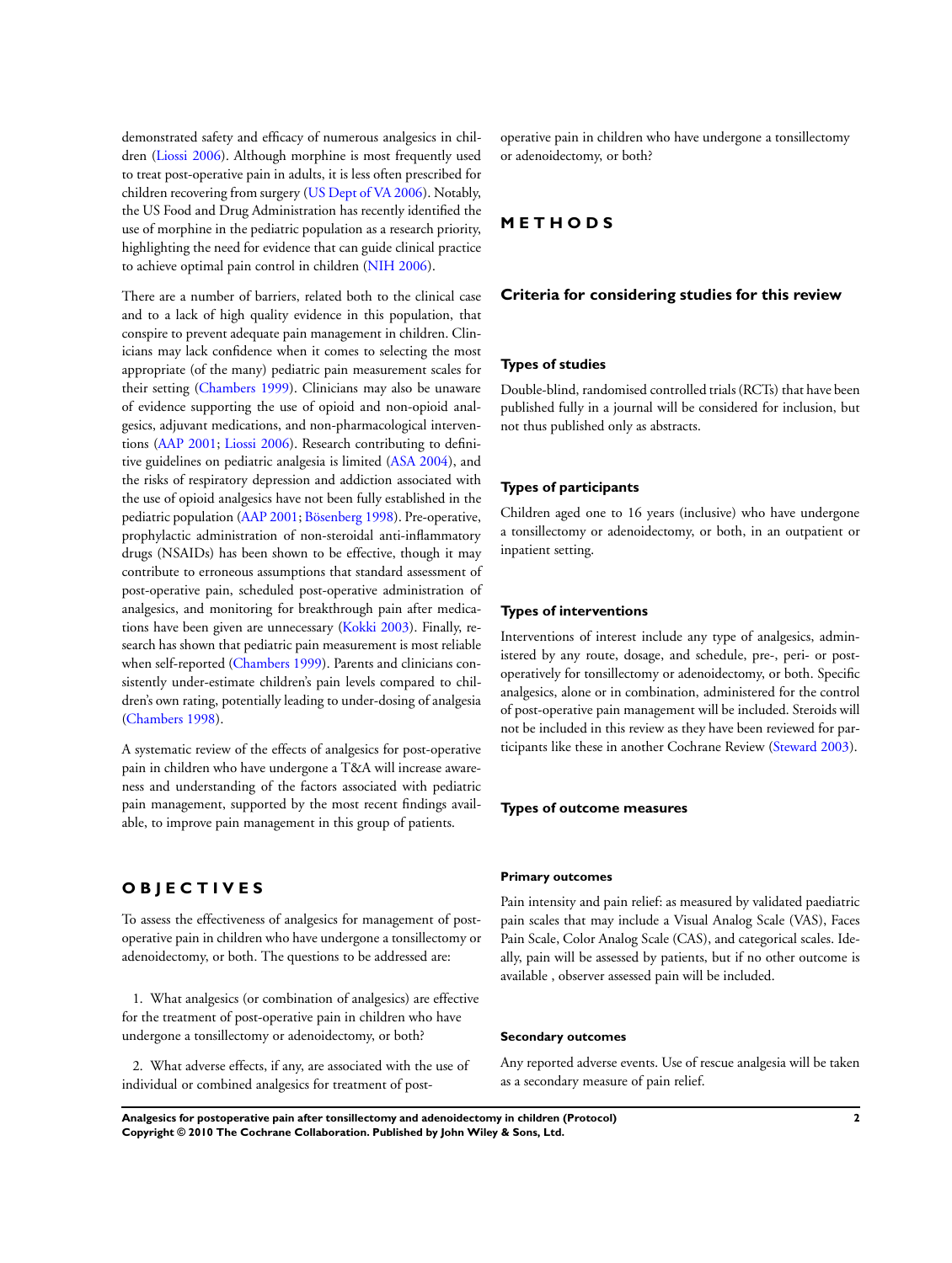demonstrated safety and efficacy of numerous analgesics in children (Liossi 2006). Although morphine is most frequently used to treat post-operative pain in adults, it is less often prescribed for children recovering from surgery (US Dept of VA 2006). Notably, the US Food and Drug Administration has recently identified the use of morphine in the pediatric population as a research priority, highlighting the need for evidence that can guide clinical practice to achieve optimal pain control in children (NIH 2006).

There are a number of barriers, related both to the clinical case and to a lack of high quality evidence in this population, that conspire to prevent adequate pain management in children. Clinicians may lack confidence when it comes to selecting the most appropriate (of the many) pediatric pain measurement scales for their setting (Chambers 1999). Clinicians may also be unaware of evidence supporting the use of opioid and non-opioid analgesics, adjuvant medications, and non-pharmacological interventions (AAP 2001; Liossi 2006). Research contributing to definitive guidelines on pediatric analgesia is limited (ASA 2004), and the risks of respiratory depression and addiction associated with the use of opioid analgesics have not been fully established in the pediatric population (AAP 2001; Bösenberg 1998). Pre-operative, prophylactic administration of non-steroidal anti-inflammatory drugs (NSAIDs) has been shown to be effective, though it may contribute to erroneous assumptions that standard assessment of post-operative pain, scheduled post-operative administration of analgesics, and monitoring for breakthrough pain after medications have been given are unnecessary (Kokki 2003). Finally, research has shown that pediatric pain measurement is most reliable when self-reported (Chambers 1999). Parents and clinicians consistently under-estimate children's pain levels compared to children's own rating, potentially leading to under-dosing of analgesia (Chambers 1998).

A systematic review of the effects of analgesics for post-operative pain in children who have undergone a T&A will increase awareness and understanding of the factors associated with pediatric pain management, supported by the most recent findings available, to improve pain management in this group of patients.

# OBJECTIVES

To assess the effectiveness of analgesics for management of post-operative pain in children who have undergone a tonsillectomy or adenoidectomy, or both. The questions to be addressed are:

1. What analgesics (or combination of analgesics) are effective for the treatment of post-operative pain in children who have undergone a tonsillectomy or adenoidectomy, or both?

2. What adverse effects, if any, are associated with the use of individual or combined analgesics for treatment of post-operative pain in children who have undergone a tonsillectomy or adenoidectomy, or both?

# METHODS

## Criteria for considering studies for this review

### Types of studies

Double-blind, randomised controlled trials (RCTs) that have been published fully in a journal will be considered for inclusion, but not thus published only as abstracts.

### Types of participants

Children aged one to 16 years (inclusive) who have undergone a tonsillectomy or adenoidectomy, or both, in an outpatient or inpatient setting.

### Types of interventions

Interventions of interest include any type of analgesics, administered by any route, dosage, and schedule, pre-, peri- or post-operatively for tonsillectomy or adenoidectomy, or both. Specific analgesics, alone or in combination, administered for the control of post-operative pain management will be included. Steroids will not be included in this review as they have been reviewed for participants like these in another Cochrane Review (Steward 2003).

### Types of outcome measures

#### Primary outcomes

Pain intensity and pain relief: as measured by validated paediatric pain scales that may include a Visual Analog Scale (VAS), Faces Pain Scale, Color Analog Scale (CAS), and categorical scales. Ideally, pain will be assessed by patients, but if no other outcome is available , observer assessed pain will be included.

#### Secondary outcomes

Any reported adverse events. Use of rescue analgesia will be taken as a secondary measure of pain relief.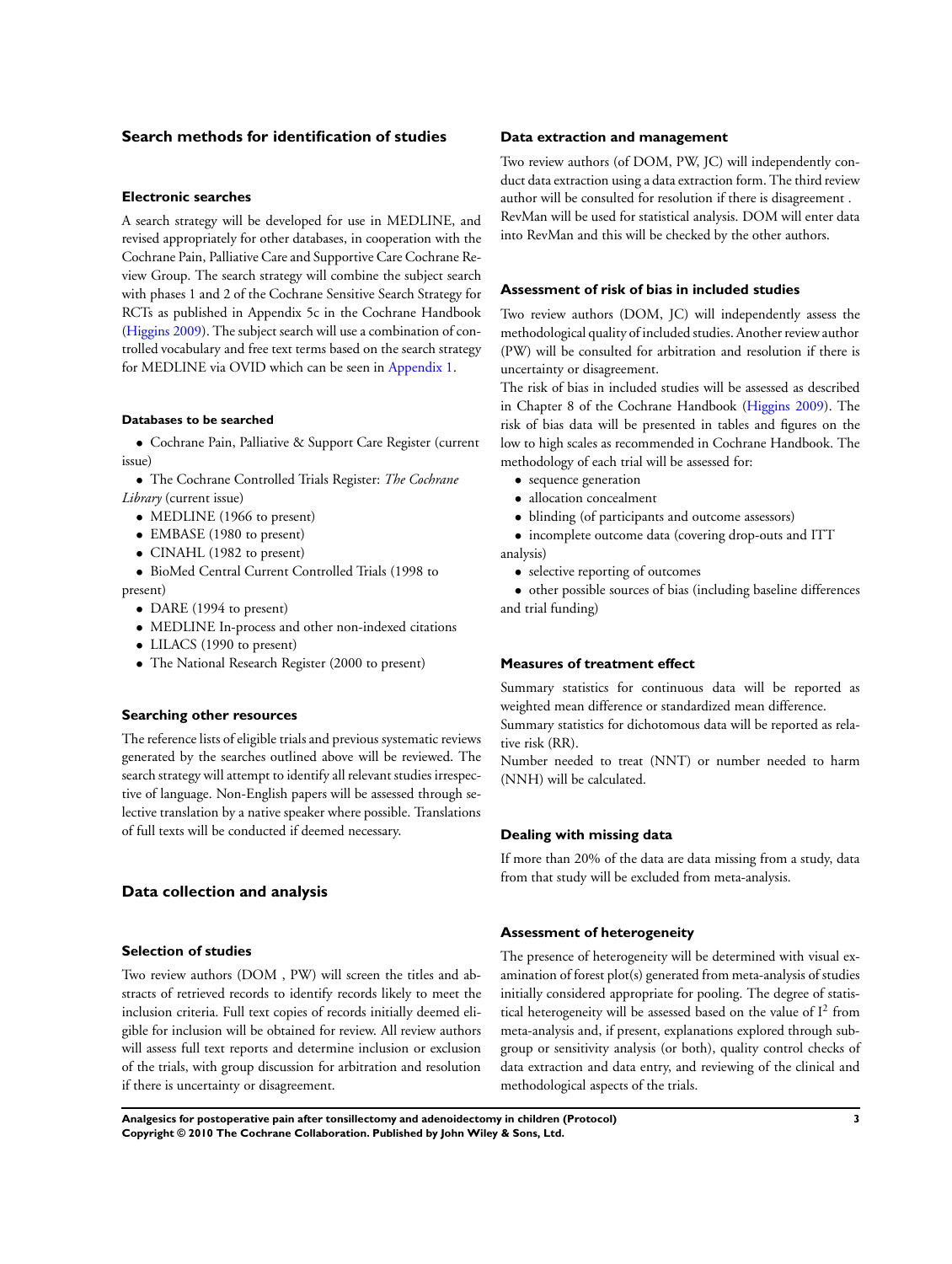## Search methods for identification of studies

### Electronic searches

A search strategy will be developed for use in MEDLINE, and revised appropriately for other databases, in cooperation with the Cochrane Pain, Palliative Care and Supportive Care Cochrane Review Group. The search strategy will combine the subject search with phases 1 and 2 of the Cochrane Sensitive Search Strategy for RCTs as published in Appendix 5c in the Cochrane Handbook (Higgins 2009). The subject search will use a combination of controlled vocabulary and free text terms based on the search strategy for MEDLINE via OVID which can be seen in Appendix 1.

#### Databases to be searched

- Cochrane Pain, Palliative & Support Care Register (current issue)
- The Cochrane Controlled Trials Register: *The Cochrane Library* (current issue)
- MEDLINE (1966 to present)
- EMBASE (1980 to present)
- CINAHL (1982 to present)
- BioMed Central Current Controlled Trials (1998 to present)
- DARE (1994 to present)
- MEDLINE In-process and other non-indexed citations
- LILACS (1990 to present)
- The National Research Register (2000 to present)

### Searching other resources

The reference lists of eligible trials and previous systematic reviews generated by the searches outlined above will be reviewed. The search strategy will attempt to identify all relevant studies irrespective of language. Non-English papers will be assessed through selective translation by a native speaker where possible. Translations of full texts will be conducted if deemed necessary.

## Data collection and analysis

### Selection of studies

Two review authors (DOM , PW) will screen the titles and abstracts of retrieved records to identify records likely to meet the inclusion criteria. Full text copies of records initially deemed eligible for inclusion will be obtained for review. All review authors will assess full text reports and determine inclusion or exclusion of the trials, with group discussion for arbitration and resolution if there is uncertainty or disagreement.

### Data extraction and management

Two review authors (of DOM, PW, JC) will independently conduct data extraction using a data extraction form. The third review author will be consulted for resolution if there is disagreement . RevMan will be used for statistical analysis. DOM will enter data into RevMan and this will be checked by the other authors.

### Assessment of risk of bias in included studies

Two review authors (DOM, JC) will independently assess the methodological quality of included studies. Another review author (PW) will be consulted for arbitration and resolution if there is uncertainty or disagreement.

The risk of bias in included studies will be assessed as described in Chapter 8 of the Cochrane Handbook (Higgins 2009). The risk of bias data will be presented in tables and figures on the low to high scales as recommended in Cochrane Handbook. The methodology of each trial will be assessed for:

- sequence generation
- allocation concealment
- blinding (of participants and outcome assessors)
- incomplete outcome data (covering drop-outs and ITT analysis)
- selective reporting of outcomes
- other possible sources of bias (including baseline differences and trial funding)

### Measures of treatment effect

Summary statistics for continuous data will be reported as weighted mean difference or standardized mean difference.

Summary statistics for dichotomous data will be reported as relative risk (RR).

Number needed to treat (NNT) or number needed to harm (NNH) will be calculated.

### Dealing with missing data

If more than 20% of the data are data missing from a study, data from that study will be excluded from meta-analysis.

### Assessment of heterogeneity

The presence of heterogeneity will be determined with visual examination of forest plot(s) generated from meta-analysis of studies initially considered appropriate for pooling. The degree of statistical heterogeneity will be assessed based on the value of $I^2$ from meta-analysis and, if present, explanations explored through subgroup or sensitivity analysis (or both), quality control checks of data extraction and data entry, and reviewing of the clinical and methodological aspects of the trials.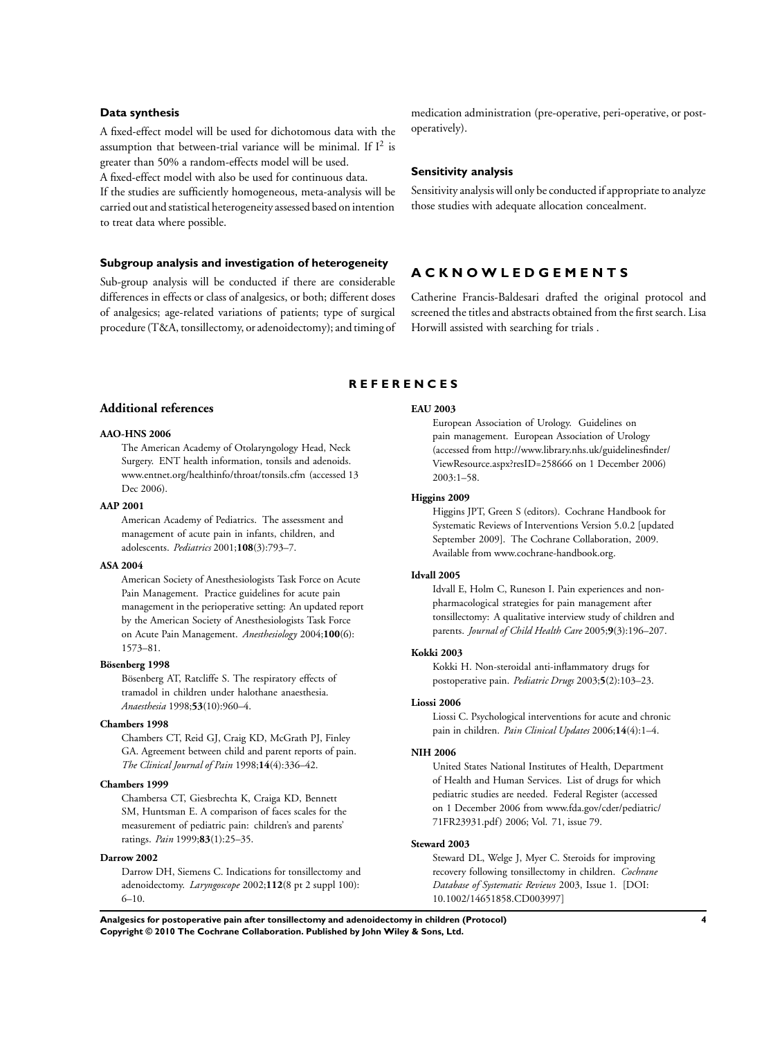### Data synthesis

A fixed-effect model will be used for dichotomous data with the assumption that between-trial variance will be minimal. If $I^2$ is greater than 50% a random-effects model will be used.

A fixed-effect model with also be used for continuous data.

If the studies are sufficiently homogeneous, meta-analysis will be carried out and statistical heterogeneity assessed based on intention to treat data where possible.

### Subgroup analysis and investigation of heterogeneity

Sub-group analysis will be conducted if there are considerable differences in effects or class of analgesics, or both; different doses of analgesics; age-related variations of patients; type of surgical procedure (T&A, tonsillectomy, or adenoidectomy); and timing of medication administration (pre-operative, peri-operative, or post-operatively).

### Sensitivity analysis

Sensitivity analysis will only be conducted if appropriate to analyze those studies with adequate allocation concealment.

## ACKNOWLEDGEMENTS

Catherine Francis-Baldesari drafted the original protocol and screened the titles and abstracts obtained from the first search. Lisa Horwill assisted with searching for trials .

## REFERENCES

### Additional references

**AAO-HNS 2006**
The American Academy of Otolaryngology Head, Neck Surgery. ENT health information, tonsils and adenoids. www.entnet.org/healthinfo/throat/tonsils.cfm (accessed 13 Dec 2006).

**AAP 2001**
American Academy of Pediatrics. The assessment and management of acute pain in infants, children, and adolescents. *Pediatrics* 2001;**108**(3):793–7.

**ASA 2004**
American Society of Anesthesiologists Task Force on Acute Pain Management. Practice guidelines for acute pain management in the perioperative setting: An updated report by the American Society of Anesthesiologists Task Force on Acute Pain Management. *Anesthesiology* 2004;**100**(6): 1573–81.

**Bösenberg 1998**
Bösenberg AT, Ratcliffe S. The respiratory effects of tramadol in children under halothane anaesthesia. *Anaesthesia* 1998;**53**(10):960–4.

**Chambers 1998**
Chambers CT, Reid GJ, Craig KD, McGrath PJ, Finley GA. Agreement between child and parent reports of pain. *The Clinical Journal of Pain* 1998;**14**(4):336–42.

**Chambers 1999**
Chambersa CT, Giesbrechta K, Craiga KD, Bennett SM, Huntsman E. A comparison of faces scales for the measurement of pediatric pain: children's and parents' ratings. *Pain* 1999;**83**(1):25–35.

**Darrow 2002**
Darrow DH, Siemens C. Indications for tonsillectomy and adenoidectomy. *Laryngoscope* 2002;**112**(8 pt 2 suppl 100): 6–10.

**EAU 2003**
European Association of Urology. Guidelines on pain management. European Association of Urology (accessed from http://www.library.nhs.uk/guidelinesfinder/ViewResource.aspx?resID=258666 on 1 December 2006) 2003:1–58.

**Higgins 2009**
Higgins JPT, Green S (editors). Cochrane Handbook for Systematic Reviews of Interventions Version 5.0.2 [updated September 2009]. The Cochrane Collaboration, 2009. Available from www.cochrane-handbook.org.

**Idvall 2005**
Idvall E, Holm C, Runeson I. Pain experiences and non-pharmacological strategies for pain management after tonsillectomy: A qualitative interview study of children and parents. *Journal of Child Health Care* 2005;**9**(3):196–207.

**Kokki 2003**
Kokki H. Non-steroidal anti-inflammatory drugs for postoperative pain. *Pediatric Drugs* 2003;**5**(2):103–23.

**Liossi 2006**
Liossi C. Psychological interventions for acute and chronic pain in children. *Pain Clinical Updates* 2006;**14**(4):1–4.

**NIH 2006**
United States National Institutes of Health, Department of Health and Human Services. List of drugs for which pediatric studies are needed. Federal Register (accessed on 1 December 2006 from www.fda.gov/cder/pediatric/71FR23931.pdf) 2006; Vol. 71, issue 79.

**Steward 2003**
Steward DL, Welge J, Myer C. Steroids for improving recovery following tonsillectomy in children. *Cochrane Database of Systematic Reviews* 2003, Issue 1. [DOI: 10.1002/14651858.CD003997]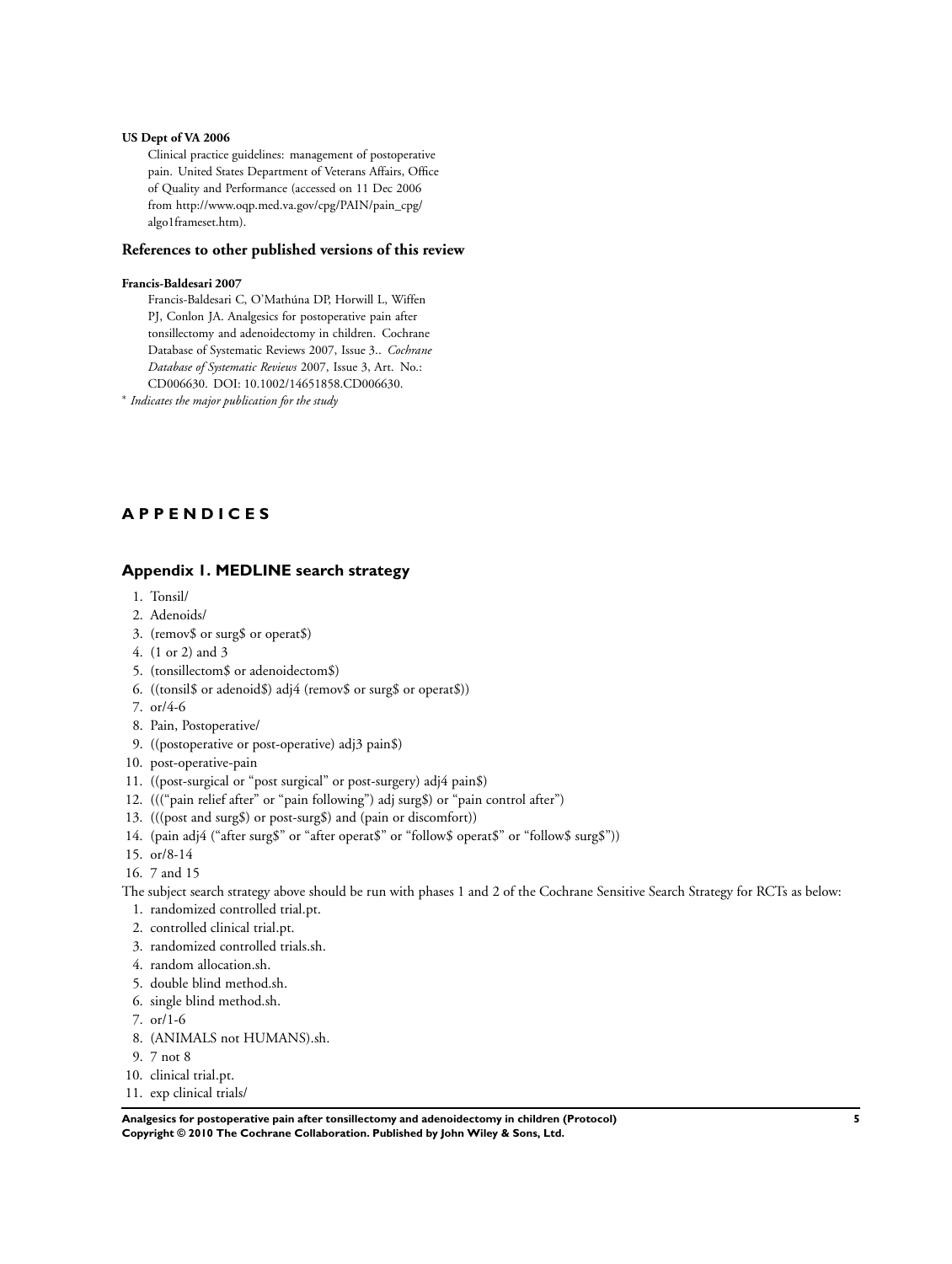**US Dept of VA 2006**

Clinical practice guidelines: management of postoperative pain. United States Department of Veterans Affairs, Office of Quality and Performance (accessed on 11 Dec 2006 from http://www.oqp.med.va.gov/cpg/PAIN/pain_cpg/algo1frameset.htm).

### References to other published versions of this review

**Francis-Baldesari 2007**

Francis-Baldesari C, O'Mathúna DP, Horwill L, Wiffen PJ, Conlon JA. Analgesics for postoperative pain after tonsillectomy and adenoidectomy in children. Cochrane Database of Systematic Reviews 2007, Issue 3.. *Cochrane Database of Systematic Reviews* 2007, Issue 3, Art. No.: CD006630. DOI: 10.1002/14651858.CD006630.

* *Indicates the major publication for the study*

# APPENDICES

## Appendix 1. MEDLINE search strategy

1. Tonsil/
2. Adenoids/
3. (remov$ or surg$ or operat$)
4. (1 or 2) and 3
5. (tonsillectom$ or adenoidectom$)
6. ((tonsil$ or adenoid$) adj4 (remov$ or surg$ or operat$))
7. or/4-6
8. Pain, Postoperative/
9. ((postoperative or post-operative) adj3 pain$)
10. post-operative-pain
11. ((post-surgical or "post surgical" or post-surgery) adj4 pain$)
12. ((("pain relief after" or "pain following") adj surg$) or "pain control after")
13. (((post and surg$) or post-surg$) and (pain or discomfort))
14. (pain adj4 ("after surg$" or "after operat$" or "follow$ operat$" or "follow$ surg$"))
15. or/8-14
16. 7 and 15

The subject search strategy above should be run with phases 1 and 2 of the Cochrane Sensitive Search Strategy for RCTs as below:

1. randomized controlled trial.pt.
2. controlled clinical trial.pt.
3. randomized controlled trials.sh.
4. random allocation.sh.
5. double blind method.sh.
6. single blind method.sh.
7. or/1-6
8. (ANIMALS not HUMANS).sh.
9. 7 not 8
10. clinical trial.pt.
11. exp clinical trials/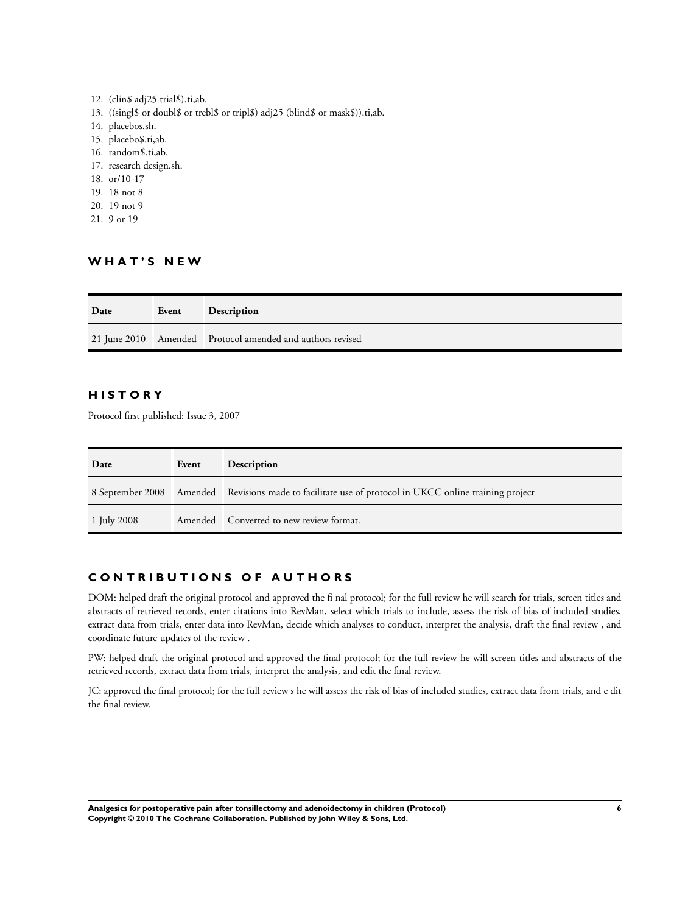12. (clin$ adj25 trial$).ti,ab.
13. ((singl$ or doubl$ or trebl$ or tripl$) adj25 (blind$ or mask$)).ti,ab.
14. placebos.sh.
15. placebo$.ti,ab.
16. random$.ti,ab.
17. research design.sh.
18. or/10-17
19. 18 not 8
20. 19 not 9
21. 9 or 19

## WHAT'S NEW

| Date | Event | Description |
|---|---|---|
| 21 June 2010 | Amended | Protocol amended and authors revised |

## HISTORY

Protocol first published: Issue 3, 2007

| Date | Event | Description |
|---|---|---|
| 8 September 2008 | Amended | Revisions made to facilitate use of protocol in UKCC online training project |
| 1 July 2008 | Amended | Converted to new review format. |

## CONTRIBUTIONS OF AUTHORS

DOM: helped draft the original protocol and approved the fi nal protocol; for the full review he will search for trials, screen titles and abstracts of retrieved records, enter citations into RevMan, select which trials to include, assess the risk of bias of included studies, extract data from trials, enter data into RevMan, decide which analyses to conduct, interpret the analysis, draft the final review , and coordinate future updates of the review .

PW: helped draft the original protocol and approved the final protocol; for the full review he will screen titles and abstracts of the retrieved records, extract data from trials, interpret the analysis, and edit the final review.

JC: approved the final protocol; for the full review s he will assess the risk of bias of included studies, extract data from trials, and e dit the final review.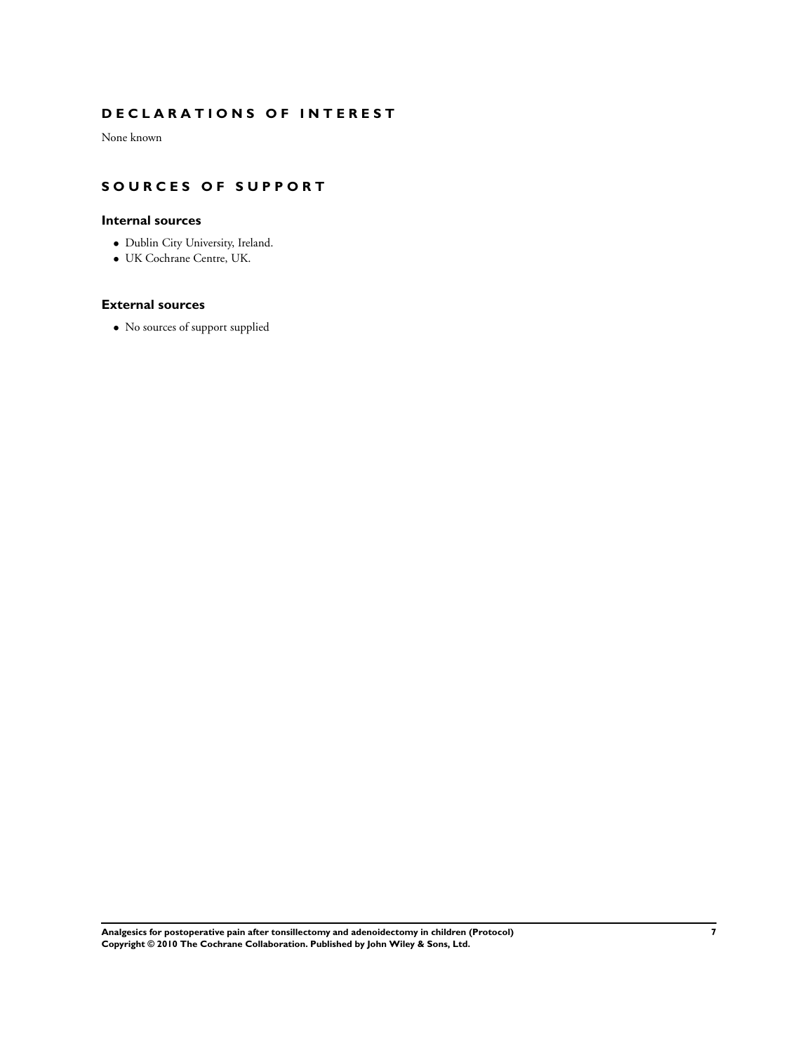## DECLARATIONS OF INTEREST

None known

## SOURCES OF SUPPORT

### Internal sources

- Dublin City University, Ireland.
- UK Cochrane Centre, UK.

### External sources

- No sources of support supplied